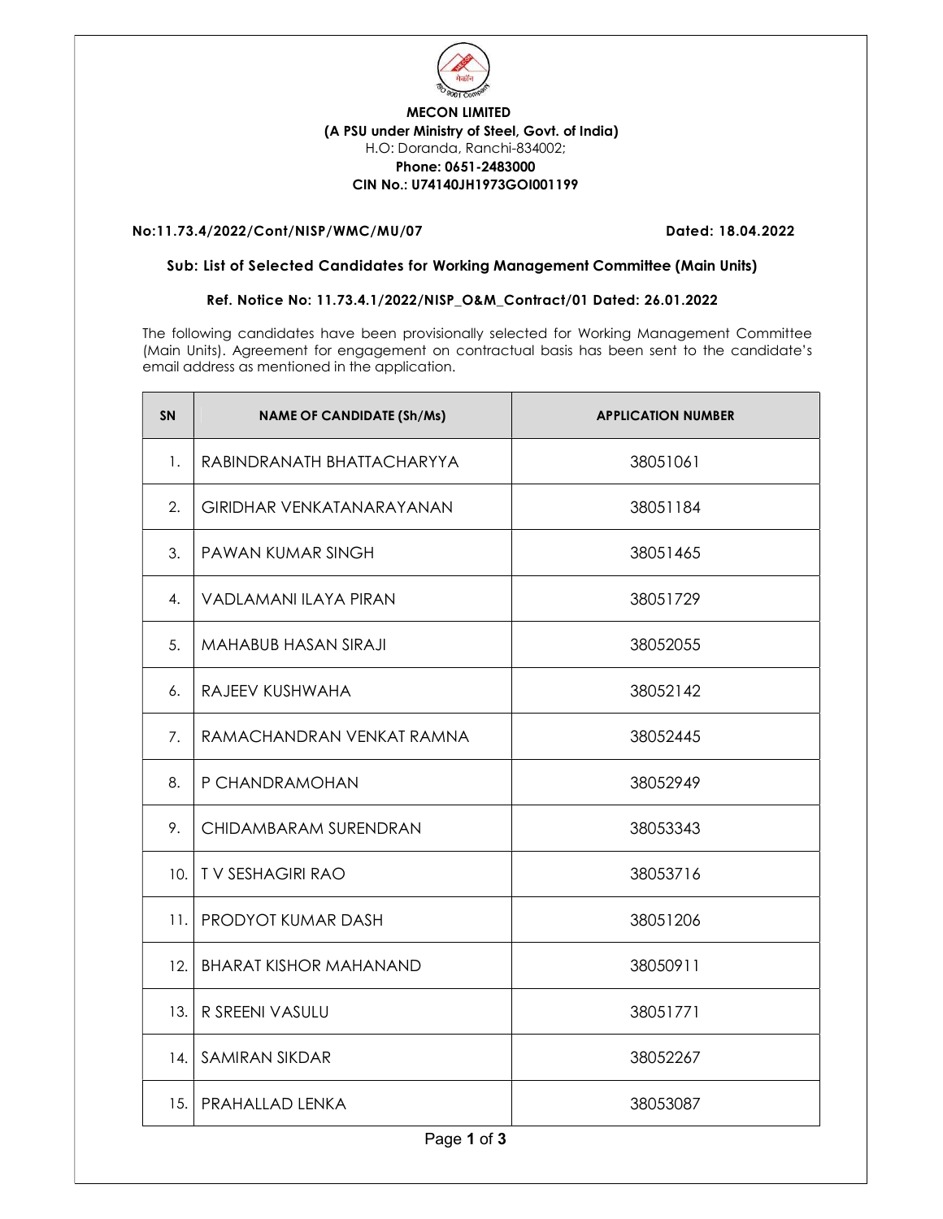**MECON LIMITED**
**(A PSU under Ministry of Steel, Govt. of India)**
H.O: Doranda, Ranchi-834002;
**Phone: 0651-2483000**
**CIN No.: U74140JH1973GOI001199**

**No:11.73.4/2022/Cont/NISP/WMC/MU/07** **Dated: 18.04.2022**

**Sub: List of Selected Candidates for Working Management Committee (Main Units)**

**Ref. Notice No: 11.73.4.1/2022/NISP_O&M_Contract/01 Dated: 26.01.2022**

The following candidates have been provisionally selected for Working Management Committee (Main Units). Agreement for engagement on contractual basis has been sent to the candidate's email address as mentioned in the application.

| SN | NAME OF CANDIDATE (Sh/Ms) | APPLICATION NUMBER |
|---|---|---|
| 1. | RABINDRANATH BHATTACHARYYA | 38051061 |
| 2. | GIRIDHAR VENKATANARAYANAN | 38051184 |
| 3. | PAWAN KUMAR SINGH | 38051465 |
| 4. | VADLAMANI ILAYA PIRAN | 38051729 |
| 5. | MAHABUB HASAN SIRAJI | 38052055 |
| 6. | RAJEEV KUSHWAHA | 38052142 |
| 7. | RAMACHANDRAN VENKAT RAMNA | 38052445 |
| 8. | P CHANDRAMOHAN | 38052949 |
| 9. | CHIDAMBARAM SURENDRAN | 38053343 |
| 10. | T V SESHAGIRI RAO | 38053716 |
| 11. | PRODYOT KUMAR DASH | 38051206 |
| 12. | BHARAT KISHOR MAHANAND | 38050911 |
| 13. | R SREENI VASULU | 38051771 |
| 14. | SAMIRAN SIKDAR | 38052267 |
| 15. | PRAHALLAD LENKA | 38053087 |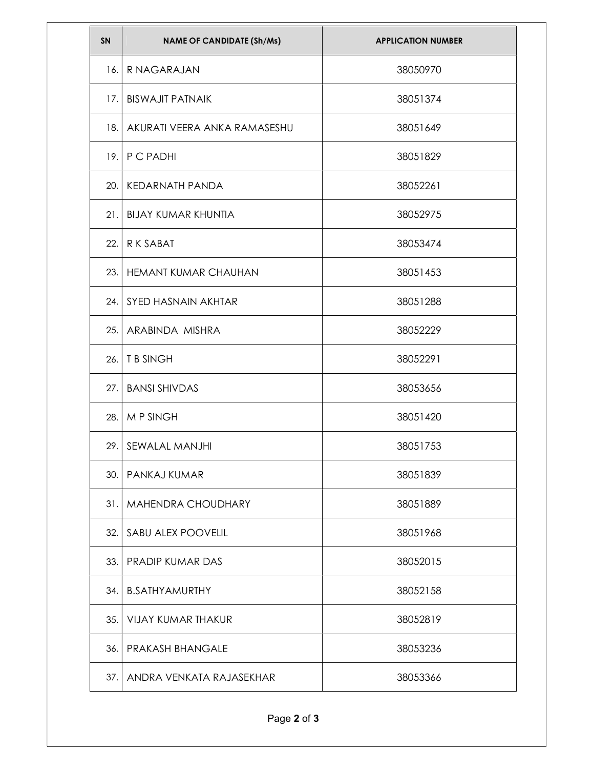| SN | NAME OF CANDIDATE (Sh/Ms) | APPLICATION NUMBER |
|---|---|---|
| 16. | R NAGARAJAN | 38050970 |
| 17. | BISWAJIT PATNAIK | 38051374 |
| 18. | AKURATI VEERA ANKA RAMASESHU | 38051649 |
| 19. | P C PADHI | 38051829 |
| 20. | KEDARNATH PANDA | 38052261 |
| 21. | BIJAY KUMAR KHUNTIA | 38052975 |
| 22. | R K SABAT | 38053474 |
| 23. | HEMANT KUMAR CHAUHAN | 38051453 |
| 24. | SYED HASNAIN AKHTAR | 38051288 |
| 25. | ARABINDA MISHRA | 38052229 |
| 26. | T B SINGH | 38052291 |
| 27. | BANSI SHIVDAS | 38053656 |
| 28. | M P SINGH | 38051420 |
| 29. | SEWALAL MANJHI | 38051753 |
| 30. | PANKAJ KUMAR | 38051839 |
| 31. | MAHENDRA CHOUDHARY | 38051889 |
| 32. | SABU ALEX POOVELIL | 38051968 |
| 33. | PRADIP KUMAR DAS | 38052015 |
| 34. | B.SATHYAMURTHY | 38052158 |
| 35. | VIJAY KUMAR THAKUR | 38052819 |
| 36. | PRAKASH BHANGALE | 38053236 |
| 37. | ANDRA VENKATA RAJASEKHAR | 38053366 |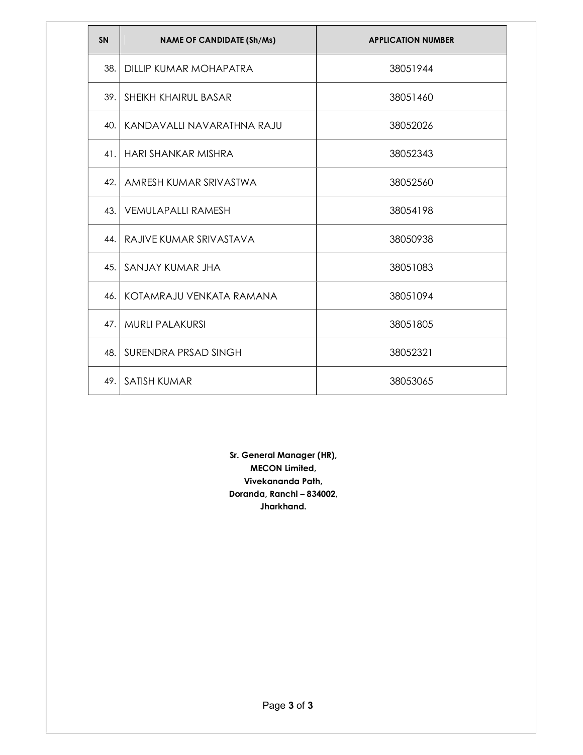| SN | NAME OF CANDIDATE (Sh/Ms) | APPLICATION NUMBER |
|---|---|---|
| 38. | DILLIP KUMAR MOHAPATRA | 38051944 |
| 39. | SHEIKH KHAIRUL BASAR | 38051460 |
| 40. | KANDAVALLI NAVARATHNA RAJU | 38052026 |
| 41. | HARI SHANKAR MISHRA | 38052343 |
| 42. | AMRESH KUMAR SRIVASTWA | 38052560 |
| 43. | VEMULAPALLI RAMESH | 38054198 |
| 44. | RAJIVE KUMAR SRIVASTAVA | 38050938 |
| 45. | SANJAY KUMAR JHA | 38051083 |
| 46. | KOTAMRAJU VENKATA RAMANA | 38051094 |
| 47. | MURLI PALAKURSI | 38051805 |
| 48. | SURENDRA PRSAD SINGH | 38052321 |
| 49. | SATISH KUMAR | 38053065 |

**Sr. General Manager (HR),**
**MECON Limited,**
**Vivekananda Path,**
**Doranda, Ranchi – 834002,**
**Jharkhand.**